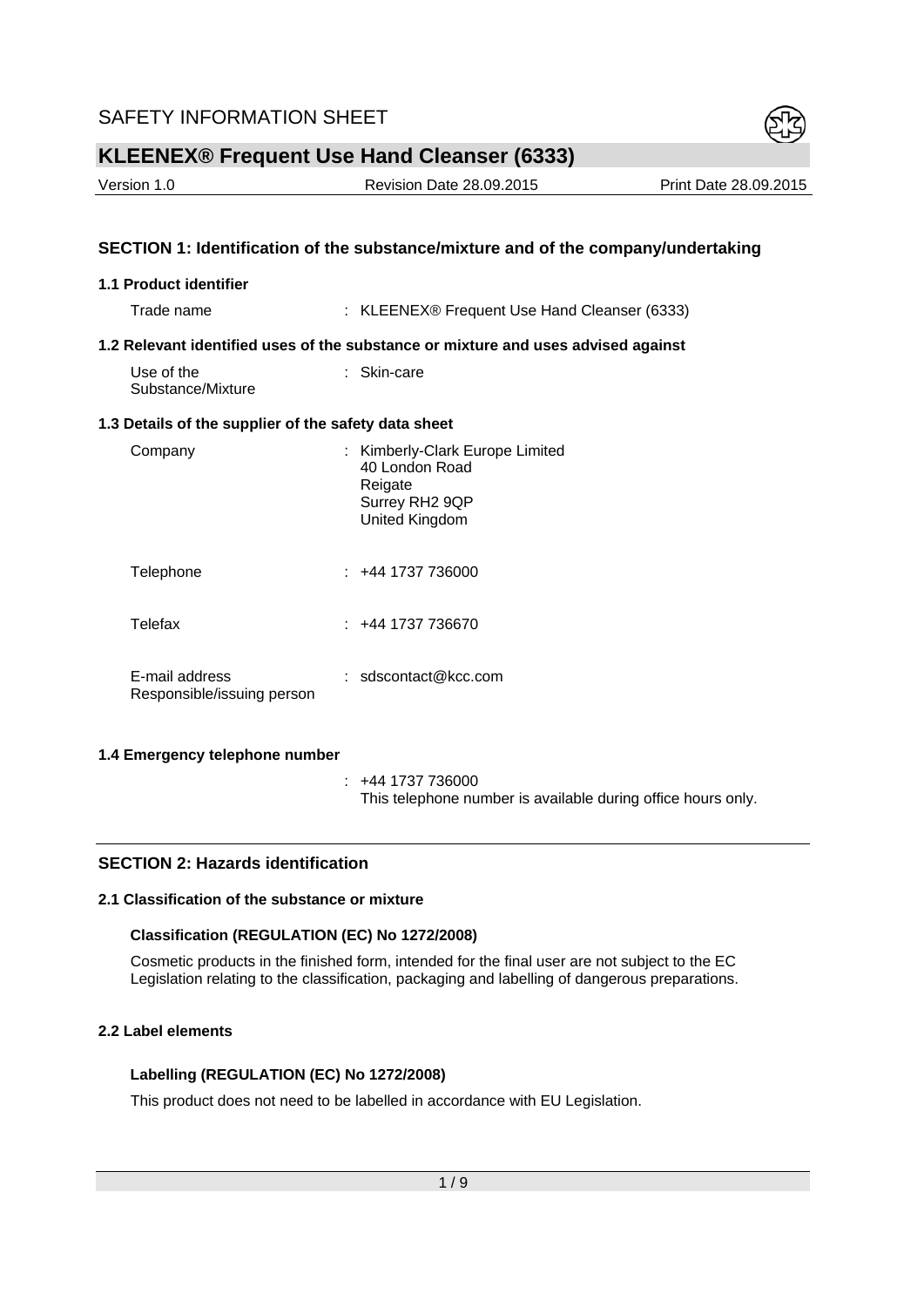# SAFETY INFORMATION SHEET

# KLEENEX® Frequent Use Hand Cleanser (6333)

| Version 1.0 | Revision Date 28.09.2015 | Print Date 28.09.2015 |
|---|---|---|

## SECTION 1: Identification of the substance/mixture and of the company/undertaking

### 1.1 Product identifier

Trade name : KLEENEX® Frequent Use Hand Cleanser (6333)

### 1.2 Relevant identified uses of the substance or mixture and uses advised against

Use of the Substance/Mixture : Skin-care

### 1.3 Details of the supplier of the safety data sheet

Company : Kimberly-Clark Europe Limited
40 London Road
Reigate
Surrey RH2 9QP
United Kingdom

Telephone : +44 1737 736000

Telefax : +44 1737 736670

E-mail address Responsible/issuing person : sdscontact@kcc.com

### 1.4 Emergency telephone number

: +44 1737 736000
This telephone number is available during office hours only.

## SECTION 2: Hazards identification

### 2.1 Classification of the substance or mixture

**Classification (REGULATION (EC) No 1272/2008)**

Cosmetic products in the finished form, intended for the final user are not subject to the EC Legislation relating to the classification, packaging and labelling of dangerous preparations.

### 2.2 Label elements

**Labelling (REGULATION (EC) No 1272/2008)**

This product does not need to be labelled in accordance with EU Legislation.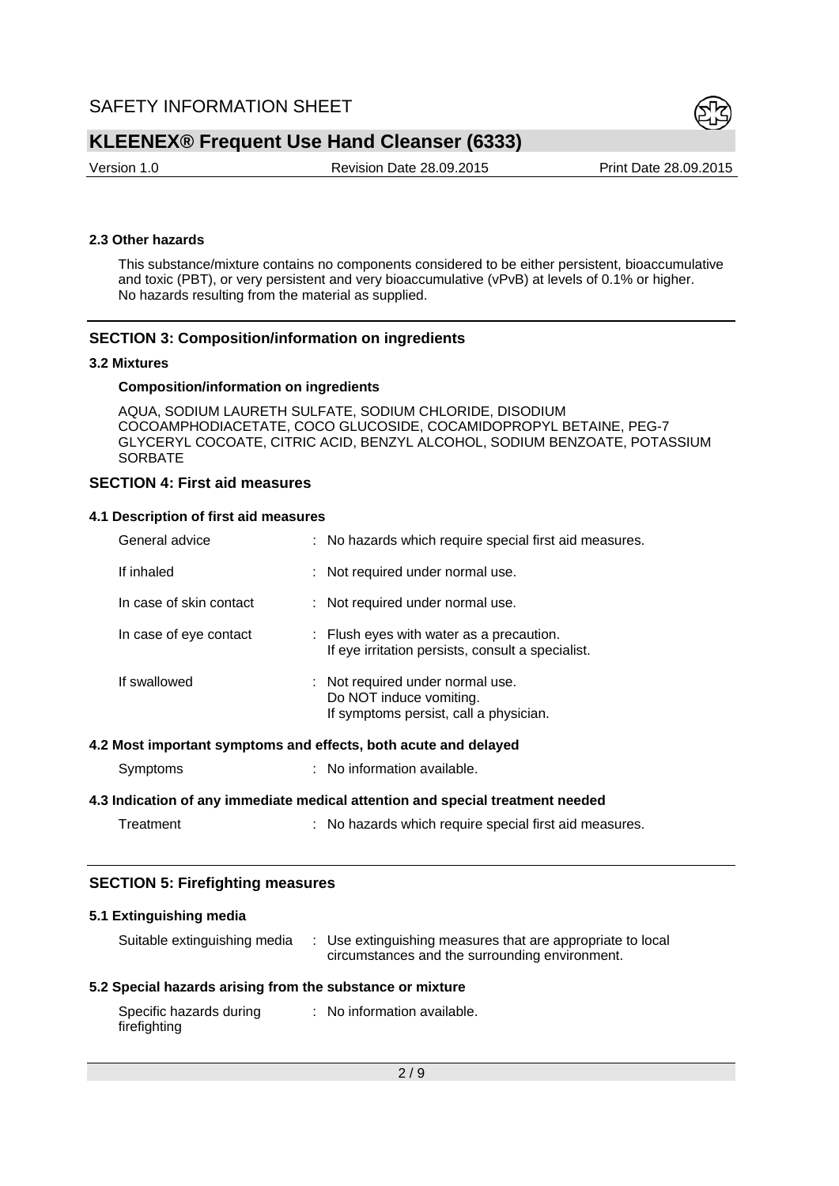#### 2.3 Other hazards

This substance/mixture contains no components considered to be either persistent, bioaccumulative and toxic (PBT), or very persistent and very bioaccumulative (vPvB) at levels of 0.1% or higher.
No hazards resulting from the material as supplied.

## SECTION 3: Composition/information on ingredients

#### 3.2 Mixtures

**Composition/information on ingredients**

AQUA, SODIUM LAURETH SULFATE, SODIUM CHLORIDE, DISODIUM COCOAMPHODIACETATE, COCO GLUCOSIDE, COCAMIDOPROPYL BETAINE, PEG-7 GLYCERYL COCOATE, CITRIC ACID, BENZYL ALCOHOL, SODIUM BENZOATE, POTASSIUM SORBATE

## SECTION 4: First aid measures

#### 4.1 Description of first aid measures

| | |
|---|---|
| General advice | : No hazards which require special first aid measures. |
| If inhaled | : Not required under normal use. |
| In case of skin contact | : Not required under normal use. |
| In case of eye contact | : Flush eyes with water as a precaution. If eye irritation persists, consult a specialist. |
| If swallowed | : Not required under normal use. Do NOT induce vomiting. If symptoms persist, call a physician. |

#### 4.2 Most important symptoms and effects, both acute and delayed

| | |
|---|---|
| Symptoms | : No information available. |

#### 4.3 Indication of any immediate medical attention and special treatment needed

| | |
|---|---|
| Treatment | : No hazards which require special first aid measures. |

## SECTION 5: Firefighting measures

#### 5.1 Extinguishing media

| | |
|---|---|
| Suitable extinguishing media | : Use extinguishing measures that are appropriate to local circumstances and the surrounding environment. |

#### 5.2 Special hazards arising from the substance or mixture

| | |
|---|---|
| Specific hazards during firefighting | : No information available. |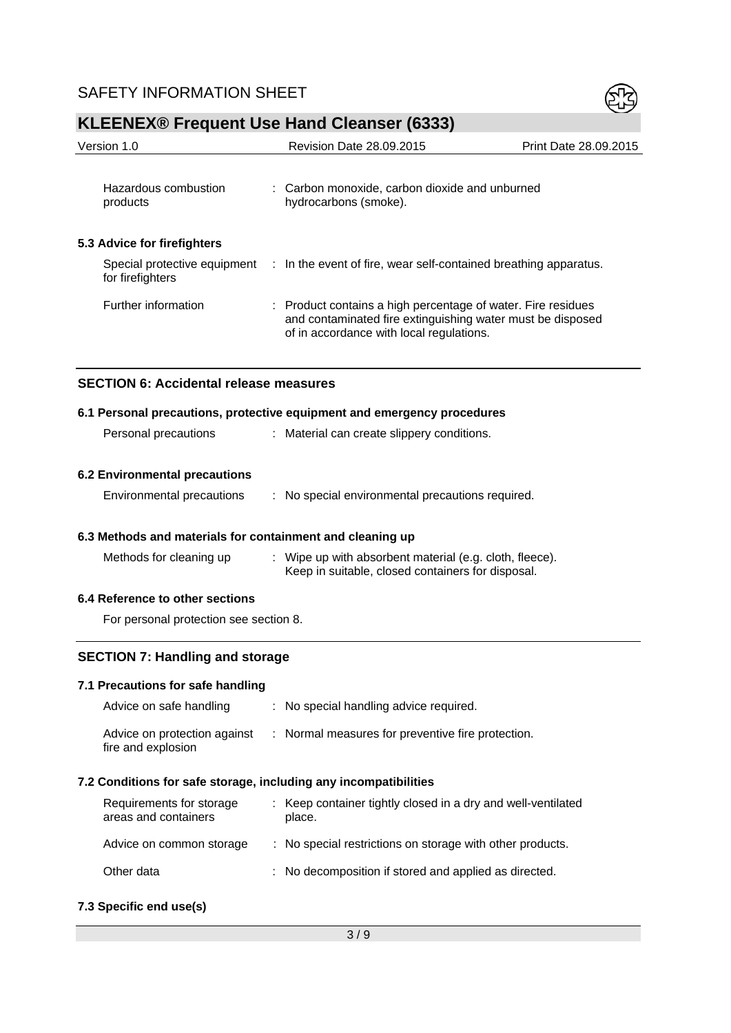| | |
|---|---|
| Hazardous combustion products | : Carbon monoxide, carbon dioxide and unburned hydrocarbons (smoke). |

### 5.3 Advice for firefighters

| | |
|---|---|
| Special protective equipment for firefighters | : In the event of fire, wear self-contained breathing apparatus. |
| Further information | : Product contains a high percentage of water. Fire residues and contaminated fire extinguishing water must be disposed of in accordance with local regulations. |

## SECTION 6: Accidental release measures

### 6.1 Personal precautions, protective equipment and emergency procedures

| | |
|---|---|
| Personal precautions | : Material can create slippery conditions. |

### 6.2 Environmental precautions

| | |
|---|---|
| Environmental precautions | : No special environmental precautions required. |

### 6.3 Methods and materials for containment and cleaning up

| | |
|---|---|
| Methods for cleaning up | : Wipe up with absorbent material (e.g. cloth, fleece). Keep in suitable, closed containers for disposal. |

### 6.4 Reference to other sections

For personal protection see section 8.

## SECTION 7: Handling and storage

### 7.1 Precautions for safe handling

| | |
|---|---|
| Advice on safe handling | : No special handling advice required. |
| Advice on protection against fire and explosion | : Normal measures for preventive fire protection. |

### 7.2 Conditions for safe storage, including any incompatibilities

| | |
|---|---|
| Requirements for storage areas and containers | : Keep container tightly closed in a dry and well-ventilated place. |
| Advice on common storage | : No special restrictions on storage with other products. |
| Other data | : No decomposition if stored and applied as directed. |

### 7.3 Specific end use(s)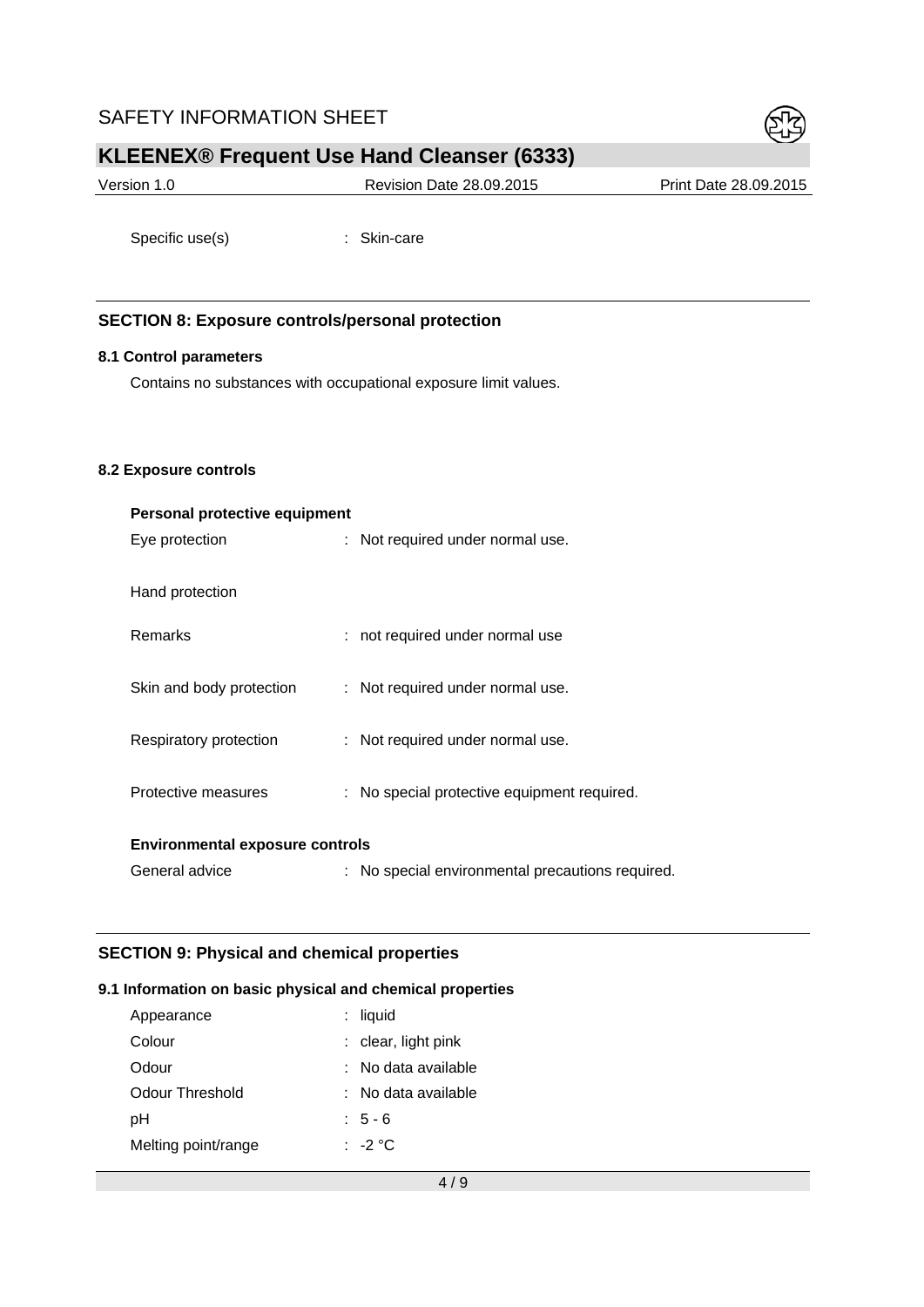Specific use(s) : Skin-care

## SECTION 8: Exposure controls/personal protection

### 8.1 Control parameters

Contains no substances with occupational exposure limit values.

### 8.2 Exposure controls

**Personal protective equipment**

Eye protection : Not required under normal use.

Hand protection

Remarks : not required under normal use

Skin and body protection : Not required under normal use.

Respiratory protection : Not required under normal use.

Protective measures : No special protective equipment required.

**Environmental exposure controls**

General advice : No special environmental precautions required.

## SECTION 9: Physical and chemical properties

### 9.1 Information on basic physical and chemical properties

| | |
|---|---|
| Appearance | : liquid |
| Colour | : clear, light pink |
| Odour | : No data available |
| Odour Threshold | : No data available |
| pH | : 5 - 6 |
| Melting point/range | : -2 °C |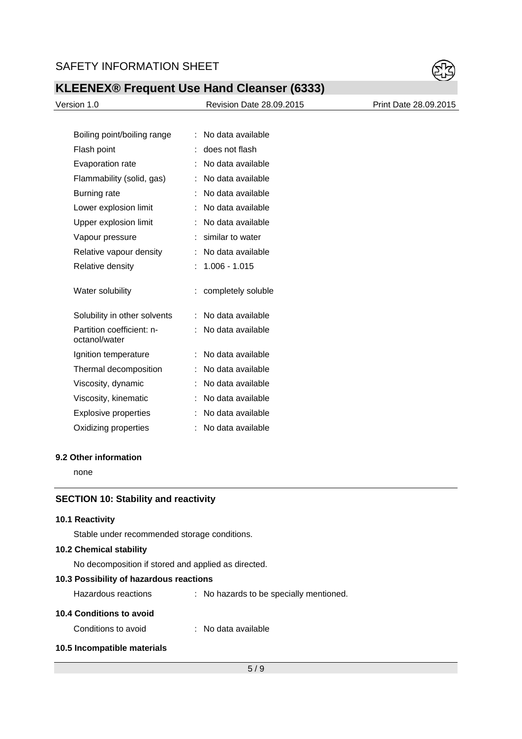| | | |
|---|---|---|
| Boiling point/boiling range | : | No data available |
| Flash point | : | does not flash |
| Evaporation rate | : | No data available |
| Flammability (solid, gas) | : | No data available |
| Burning rate | : | No data available |
| Lower explosion limit | : | No data available |
| Upper explosion limit | : | No data available |
| Vapour pressure | : | similar to water |
| Relative vapour density | : | No data available |
| Relative density | : | 1.006 - 1.015 |
| Water solubility | : | completely soluble |
| Solubility in other solvents | : | No data available |
| Partition coefficient: n-octanol/water | : | No data available |
| Ignition temperature | : | No data available |
| Thermal decomposition | : | No data available |
| Viscosity, dynamic | : | No data available |
| Viscosity, kinematic | : | No data available |
| Explosive properties | : | No data available |
| Oxidizing properties | : | No data available |

**9.2 Other information**

none

## SECTION 10: Stability and reactivity

**10.1 Reactivity**

Stable under recommended storage conditions.

**10.2 Chemical stability**

No decomposition if stored and applied as directed.

**10.3 Possibility of hazardous reactions**

Hazardous reactions : No hazards to be specially mentioned.

**10.4 Conditions to avoid**

Conditions to avoid : No data available

**10.5 Incompatible materials**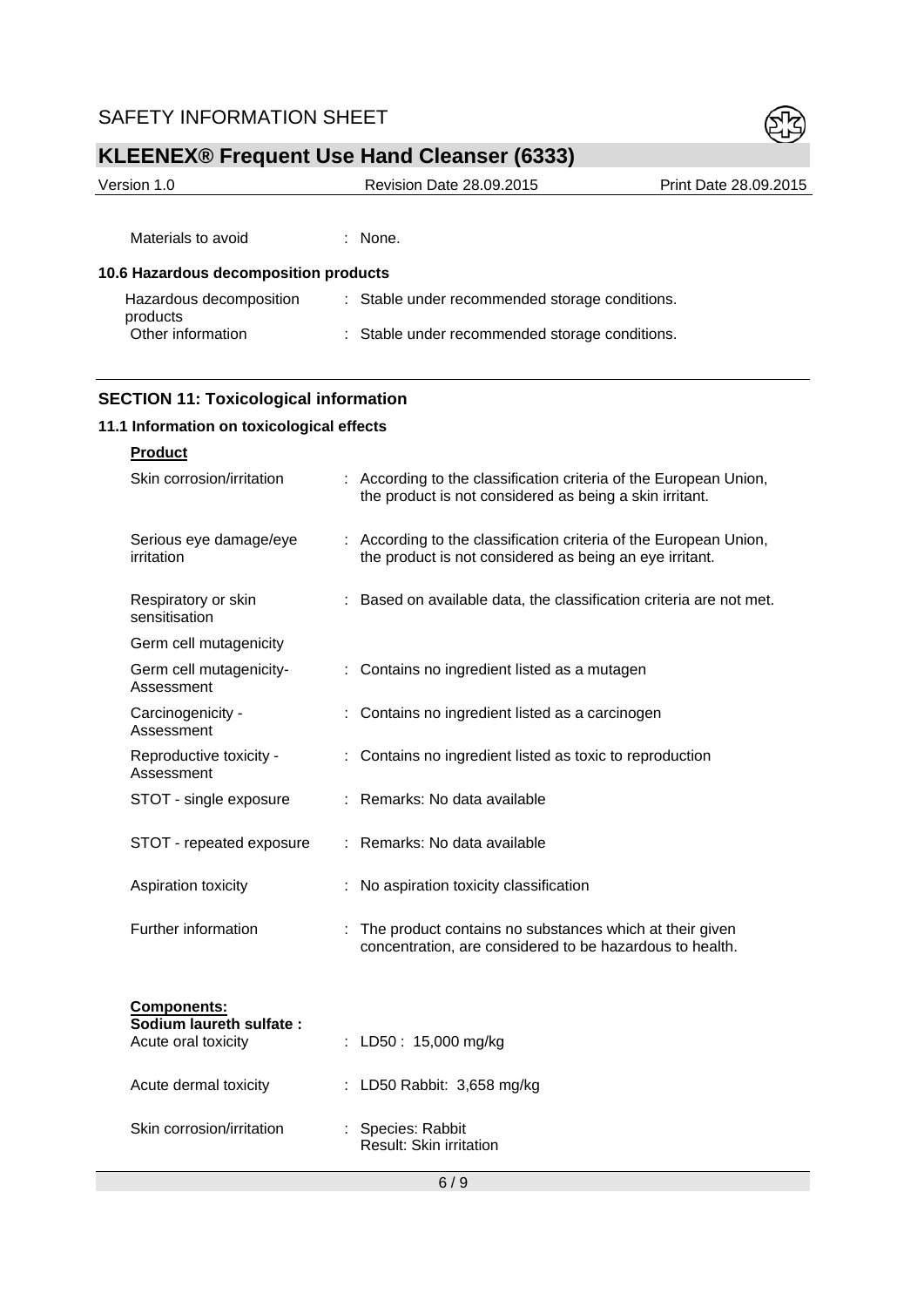| | | |
|---|---|---|
| Materials to avoid | : | None. |

### 10.6 Hazardous decomposition products

| | | |
|---|---|---|
| Hazardous decomposition products | : | Stable under recommended storage conditions. |
| Other information | : | Stable under recommended storage conditions. |

## SECTION 11: Toxicological information

### 11.1 Information on toxicological effects

**Product**

| | | |
|---|---|---|
| Skin corrosion/irritation | : | According to the classification criteria of the European Union, the product is not considered as being a skin irritant. |
| Serious eye damage/eye irritation | : | According to the classification criteria of the European Union, the product is not considered as being an eye irritant. |
| Respiratory or skin sensitisation | : | Based on available data, the classification criteria are not met. |
| Germ cell mutagenicity | | |
| Germ cell mutagenicity-Assessment | : | Contains no ingredient listed as a mutagen |
| Carcinogenicity - Assessment | : | Contains no ingredient listed as a carcinogen |
| Reproductive toxicity - Assessment | : | Contains no ingredient listed as toxic to reproduction |
| STOT - single exposure | : | Remarks: No data available |
| STOT - repeated exposure | : | Remarks: No data available |
| Aspiration toxicity | : | No aspiration toxicity classification |
| Further information | : | The product contains no substances which at their given concentration, are considered to be hazardous to health. |

**Components:**

**Sodium laureth sulfate :**

| | | |
|---|---|---|
| Acute oral toxicity | : | LD50 : 15,000 mg/kg |
| Acute dermal toxicity | : | LD50 Rabbit: 3,658 mg/kg |
| Skin corrosion/irritation | : | Species: Rabbit<br>Result: Skin irritation |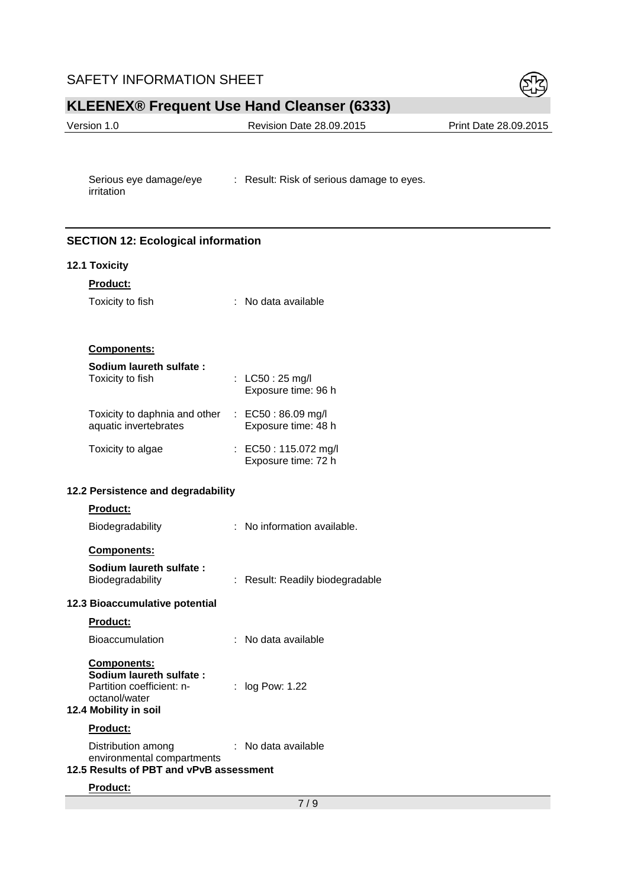Serious eye damage/eye irritation : Result: Risk of serious damage to eyes.

## SECTION 12: Ecological information

### 12.1 Toxicity

**Product:**

Toxicity to fish : No data available

**Components:**

**Sodium laureth sulfate :**

Toxicity to fish : LC50 : 25 mg/l
Exposure time: 96 h

Toxicity to daphnia and other aquatic invertebrates : EC50 : 86.09 mg/l
Exposure time: 48 h

Toxicity to algae : EC50 : 115.072 mg/l
Exposure time: 72 h

### 12.2 Persistence and degradability

**Product:**

Biodegradability : No information available.

**Components:**

**Sodium laureth sulfate :**

Biodegradability : Result: Readily biodegradable

### 12.3 Bioaccumulative potential

**Product:**

Bioaccumulation : No data available

**Components:**

**Sodium laureth sulfate :**

Partition coefficient: n-octanol/water : log Pow: 1.22

### 12.4 Mobility in soil

**Product:**

Distribution among environmental compartments : No data available

### 12.5 Results of PBT and vPvB assessment

**Product:**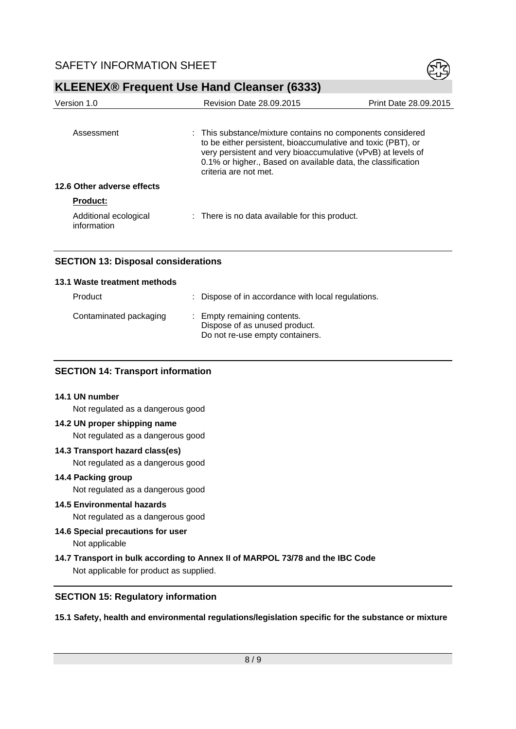| | |
|---|---|
| Assessment | : This substance/mixture contains no components considered to be either persistent, bioaccumulative and toxic (PBT), or very persistent and very bioaccumulative (vPvB) at levels of 0.1% or higher., Based on available data, the classification criteria are not met. |

### 12.6 Other adverse effects

**Product:**

| | |
|---|---|
| Additional ecological information | : There is no data available for this product. |

## SECTION 13: Disposal considerations

### 13.1 Waste treatment methods

| | |
|---|---|
| Product | : Dispose of in accordance with local regulations. |
| Contaminated packaging | : Empty remaining contents. Dispose of as unused product. Do not re-use empty containers. |

## SECTION 14: Transport information

### 14.1 UN number

Not regulated as a dangerous good

### 14.2 UN proper shipping name

Not regulated as a dangerous good

### 14.3 Transport hazard class(es)

Not regulated as a dangerous good

### 14.4 Packing group

Not regulated as a dangerous good

### 14.5 Environmental hazards

Not regulated as a dangerous good

### 14.6 Special precautions for user

Not applicable

### 14.7 Transport in bulk according to Annex II of MARPOL 73/78 and the IBC Code

Not applicable for product as supplied.

## SECTION 15: Regulatory information

### 15.1 Safety, health and environmental regulations/legislation specific for the substance or mixture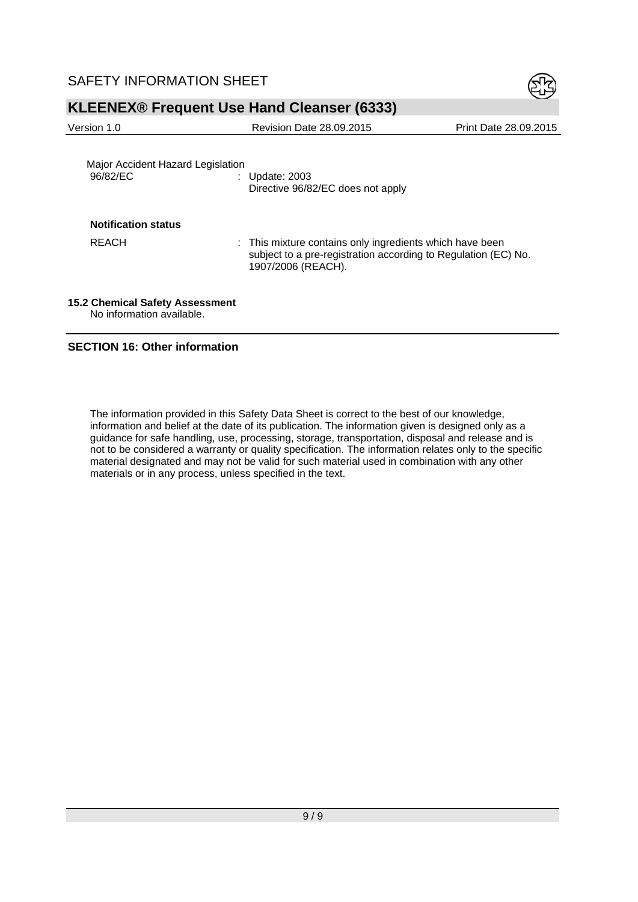Major Accident Hazard Legislation

| | | |
|---|---|---|
| 96/82/EC | : | Update: 2003<br>Directive 96/82/EC does not apply |

**Notification status**

| | | |
|---|---|---|
| REACH | : | This mixture contains only ingredients which have been subject to a pre-registration according to Regulation (EC) No. 1907/2006 (REACH). |

**15.2 Chemical Safety Assessment**

No information available.

## SECTION 16: Other information

The information provided in this Safety Data Sheet is correct to the best of our knowledge, information and belief at the date of its publication. The information given is designed only as a guidance for safe handling, use, processing, storage, transportation, disposal and release and is not to be considered a warranty or quality specification. The information relates only to the specific material designated and may not be valid for such material used in combination with any other materials or in any process, unless specified in the text.